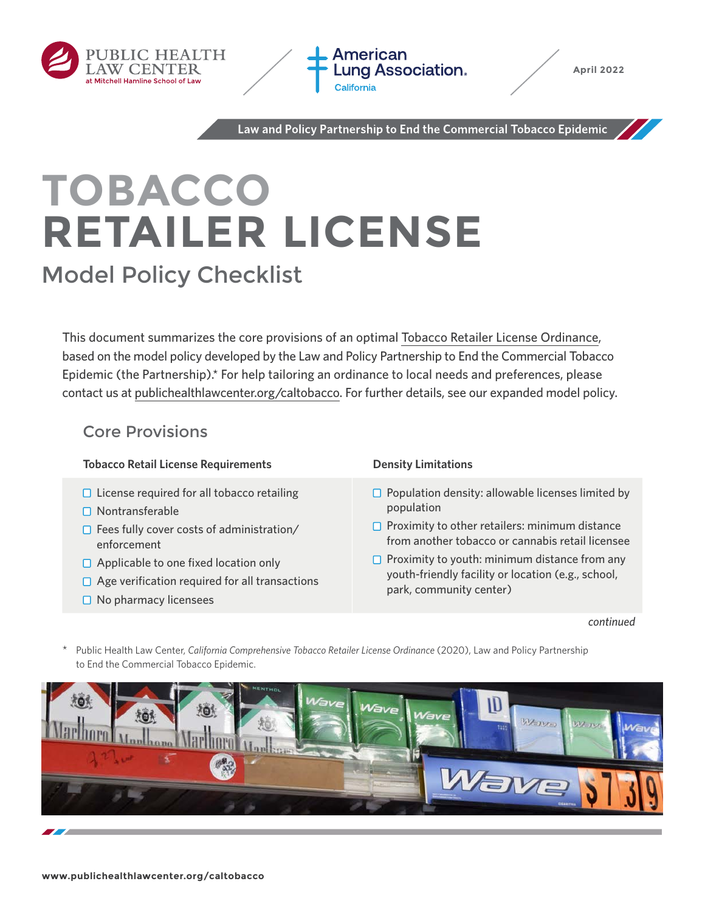Public Health Law Center at Mitchell Hamline School of Law | American Lung Association. California | April 2022

Law and Policy Partnership to End the Commercial Tobacco Epidemic

# TOBACCO RETAILER LICENSE

## Model Policy Checklist

This document summarizes the core provisions of an optimal Tobacco Retailer License Ordinance, based on the model policy developed by the Law and Policy Partnership to End the Commercial Tobacco Epidemic (the Partnership).* For help tailoring an ordinance to local needs and preferences, please contact us at publichealthlawcenter.org/caltobacco. For further details, see our expanded model policy.

### Core Provisions

**Tobacco Retail License Requirements**

- ☐ License required for all tobacco retailing
- ☐ Nontransferable
- ☐ Fees fully cover costs of administration/enforcement
- ☐ Applicable to one fixed location only
- ☐ Age verification required for all transactions
- ☐ No pharmacy licensees

**Density Limitations**

- ☐ Population density: allowable licenses limited by population
- ☐ Proximity to other retailers: minimum distance from another tobacco or cannabis retail licensee
- ☐ Proximity to youth: minimum distance from any youth-friendly facility or location (e.g., school, park, community center)

*continued*

\* Public Health Law Center, *California Comprehensive Tobacco Retailer License Ordinance* (2020), Law and Policy Partnership to End the Commercial Tobacco Epidemic.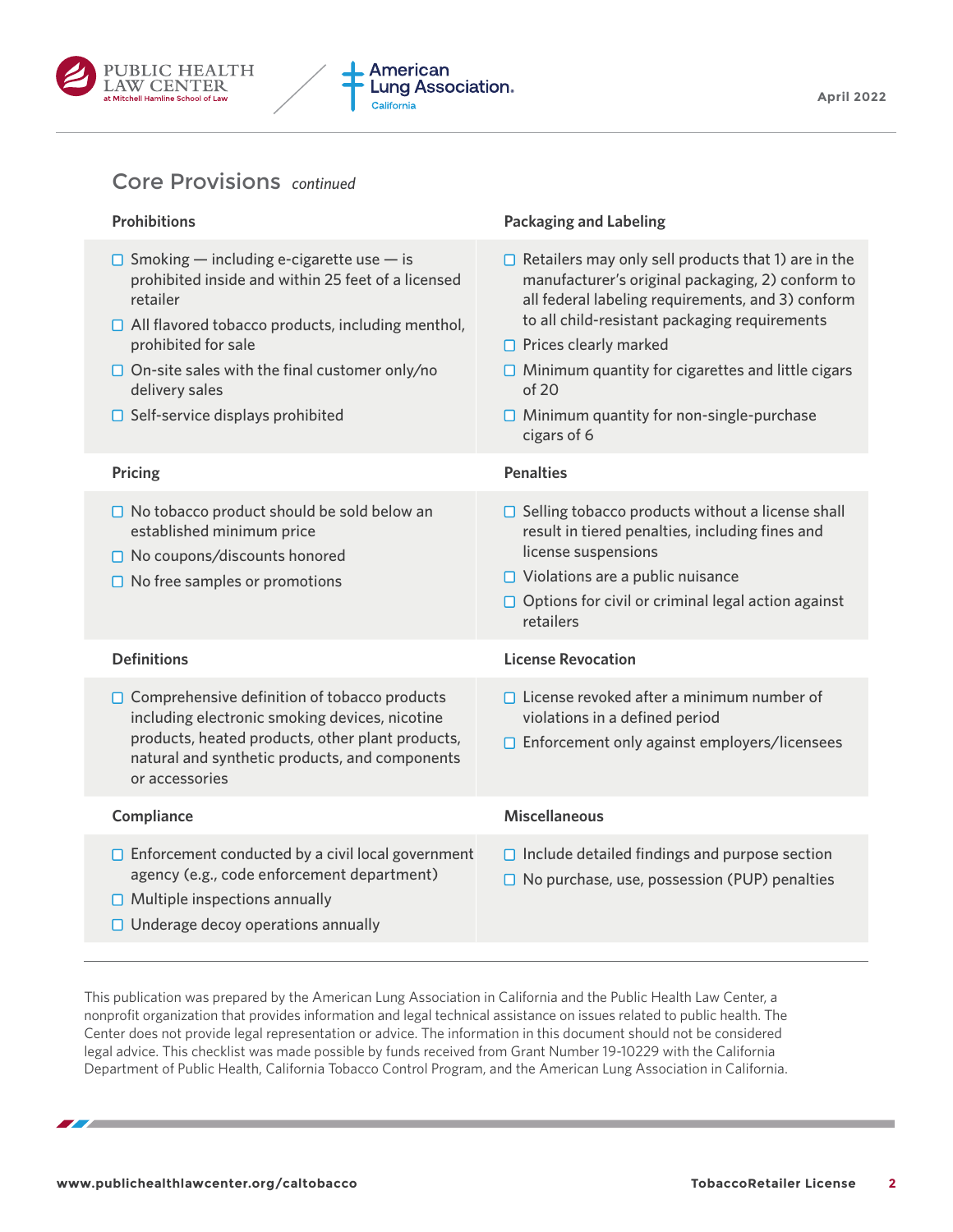## Core Provisions *continued*

### Prohibitions

- ☐ Smoking — including e-cigarette use — is prohibited inside and within 25 feet of a licensed retailer
- ☐ All flavored tobacco products, including menthol, prohibited for sale
- ☐ On-site sales with the final customer only/no delivery sales
- ☐ Self-service displays prohibited

### Packaging and Labeling

- ☐ Retailers may only sell products that 1) are in the manufacturer's original packaging, 2) conform to all federal labeling requirements, and 3) conform to all child-resistant packaging requirements
- ☐ Prices clearly marked
- ☐ Minimum quantity for cigarettes and little cigars of 20
- ☐ Minimum quantity for non-single-purchase cigars of 6

### Pricing

- ☐ No tobacco product should be sold below an established minimum price
- ☐ No coupons/discounts honored
- ☐ No free samples or promotions

### Penalties

- ☐ Selling tobacco products without a license shall result in tiered penalties, including fines and license suspensions
- ☐ Violations are a public nuisance
- ☐ Options for civil or criminal legal action against retailers

### Definitions

- ☐ Comprehensive definition of tobacco products including electronic smoking devices, nicotine products, heated products, other plant products, natural and synthetic products, and components or accessories

### License Revocation

- ☐ License revoked after a minimum number of violations in a defined period
- ☐ Enforcement only against employers/licensees

### Compliance

- ☐ Enforcement conducted by a civil local government agency (e.g., code enforcement department)
- ☐ Multiple inspections annually
- ☐ Underage decoy operations annually

### Miscellaneous

- ☐ Include detailed findings and purpose section
- ☐ No purchase, use, possession (PUP) penalties

---

This publication was prepared by the American Lung Association in California and the Public Health Law Center, a nonprofit organization that provides information and legal technical assistance on issues related to public health. The Center does not provide legal representation or advice. The information in this document should not be considered legal advice. This checklist was made possible by funds received from Grant Number 19-10229 with the California Department of Public Health, California Tobacco Control Program, and the American Lung Association in California.